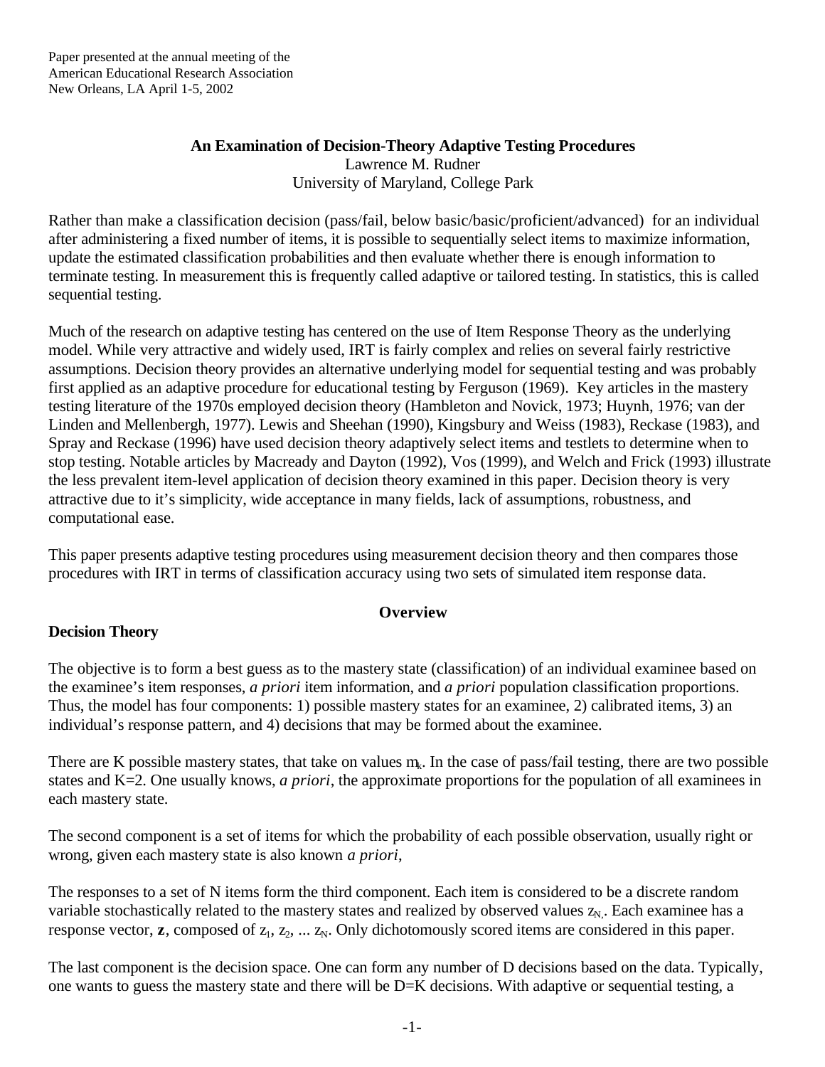Paper presented at the annual meeting of the
American Educational Research Association
New Orleans, LA April 1-5, 2002

# An Examination of Decision-Theory Adaptive Testing Procedures

Lawrence M. Rudner
University of Maryland, College Park

Rather than make a classification decision (pass/fail, below basic/basic/proficient/advanced) for an individual after administering a fixed number of items, it is possible to sequentially select items to maximize information, update the estimated classification probabilities and then evaluate whether there is enough information to terminate testing. In measurement this is frequently called adaptive or tailored testing. In statistics, this is called sequential testing.

Much of the research on adaptive testing has centered on the use of Item Response Theory as the underlying model. While very attractive and widely used, IRT is fairly complex and relies on several fairly restrictive assumptions. Decision theory provides an alternative underlying model for sequential testing and was probably first applied as an adaptive procedure for educational testing by Ferguson (1969). Key articles in the mastery testing literature of the 1970s employed decision theory (Hambleton and Novick, 1973; Huynh, 1976; van der Linden and Mellenbergh, 1977). Lewis and Sheehan (1990), Kingsbury and Weiss (1983), Reckase (1983), and Spray and Reckase (1996) have used decision theory adaptively select items and testlets to determine when to stop testing. Notable articles by Macready and Dayton (1992), Vos (1999), and Welch and Frick (1993) illustrate the less prevalent item-level application of decision theory examined in this paper. Decision theory is very attractive due to it's simplicity, wide acceptance in many fields, lack of assumptions, robustness, and computational ease.

This paper presents adaptive testing procedures using measurement decision theory and then compares those procedures with IRT in terms of classification accuracy using two sets of simulated item response data.

## Overview

### Decision Theory

The objective is to form a best guess as to the mastery state (classification) of an individual examinee based on the examinee's item responses, *a priori* item information, and *a priori* population classification proportions. Thus, the model has four components: 1) possible mastery states for an examinee, 2) calibrated items, 3) an individual's response pattern, and 4) decisions that may be formed about the examinee.

There are K possible mastery states, that take on values $m_k$. In the case of pass/fail testing, there are two possible states and K=2. One usually knows, *a priori*, the approximate proportions for the population of all examinees in each mastery state.

The second component is a set of items for which the probability of each possible observation, usually right or wrong, given each mastery state is also known *a priori*,

The responses to a set of N items form the third component. Each item is considered to be a discrete random variable stochastically related to the mastery states and realized by observed values $z_N$. Each examinee has a response vector, **z**, composed of $z_1$, $z_2$, ... $z_N$. Only dichotomously scored items are considered in this paper.

The last component is the decision space. One can form any number of D decisions based on the data. Typically, one wants to guess the mastery state and there will be D=K decisions. With adaptive or sequential testing, a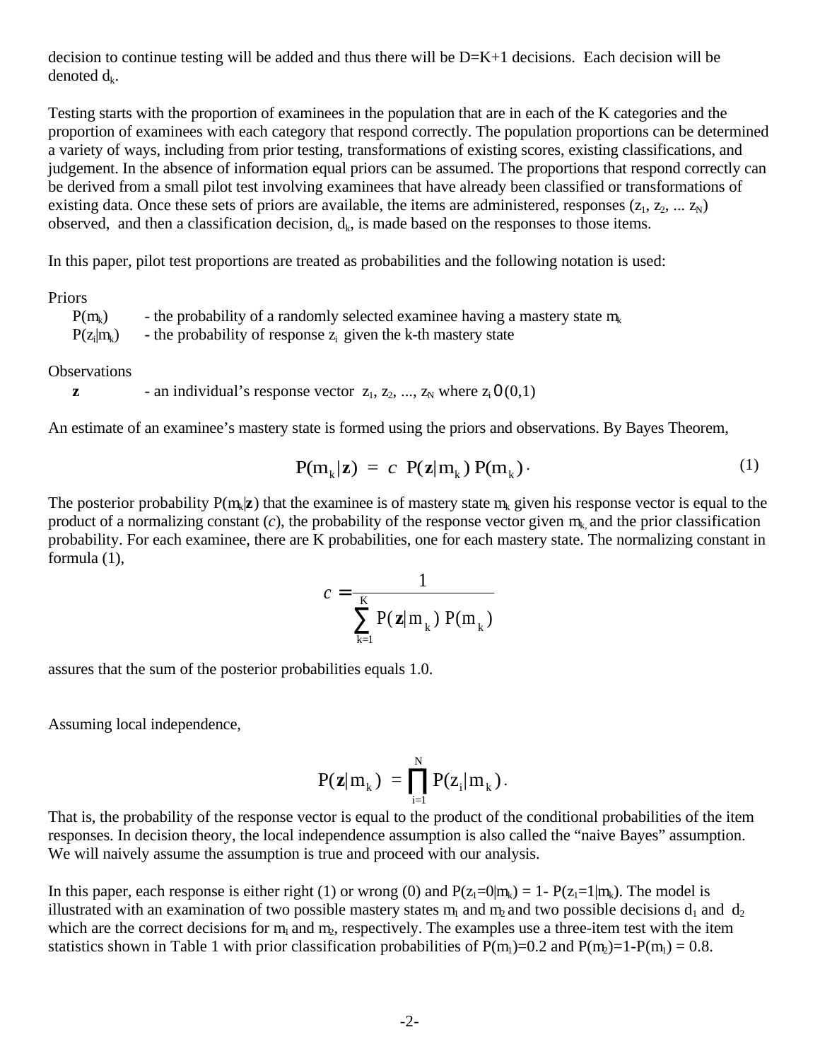decision to continue testing will be added and thus there will be D=K+1 decisions. Each decision will be denoted $d_k$.

Testing starts with the proportion of examinees in the population that are in each of the K categories and the proportion of examinees with each category that respond correctly. The population proportions can be determined a variety of ways, including from prior testing, transformations of existing scores, existing classifications, and judgement. In the absence of information equal priors can be assumed. The proportions that respond correctly can be derived from a small pilot test involving examinees that have already been classified or transformations of existing data. Once these sets of priors are available, the items are administered, responses ($z_1, z_2, ... z_N$) observed, and then a classification decision, $d_k$, is made based on the responses to those items.

In this paper, pilot test proportions are treated as probabilities and the following notation is used:

Priors

- $P(m_k)$ - the probability of a randomly selected examinee having a mastery state $m_k$
- $P(z_i|m_k)$ - the probability of response $z_i$ given the k-th mastery state

Observations

- **z** - an individual's response vector $z_1, z_2, ..., z_N$ where $z_i \in (0,1)$

An estimate of an examinee's mastery state is formed using the priors and observations. By Bayes Theorem,

$$P(m_k|\mathbf{z}) = c \; P(\mathbf{z}|m_k)\, P(m_k) \, . \tag{1}$$

The posterior probability $P(m_k|\mathbf{z})$ that the examinee is of mastery state $m_k$ given his response vector is equal to the product of a normalizing constant ($c$), the probability of the response vector given $m_k$, and the prior classification probability. For each examinee, there are K probabilities, one for each mastery state. The normalizing constant in formula (1),

$$c = \frac{1}{\sum_{k=1}^{K} P(\mathbf{z}|m_k)\, P(m_k)}$$

assures that the sum of the posterior probabilities equals 1.0.

Assuming local independence,

$$P(\mathbf{z}|m_k) = \prod_{i=1}^{N} P(z_i|m_k) \, .$$

That is, the probability of the response vector is equal to the product of the conditional probabilities of the item responses. In decision theory, the local independence assumption is also called the "naive Bayes" assumption. We will naively assume the assumption is true and proceed with our analysis.

In this paper, each response is either right (1) or wrong (0) and $P(z_1=0|m_k) = 1 - P(z_1=1|m_k)$. The model is illustrated with an examination of two possible mastery states $m_1$ and $m_2$ and two possible decisions $d_1$ and $d_2$ which are the correct decisions for $m_1$ and $m_2$, respectively. The examples use a three-item test with the item statistics shown in Table 1 with prior classification probabilities of $P(m_1)=0.2$ and $P(m_2)=1-P(m_1) = 0.8$.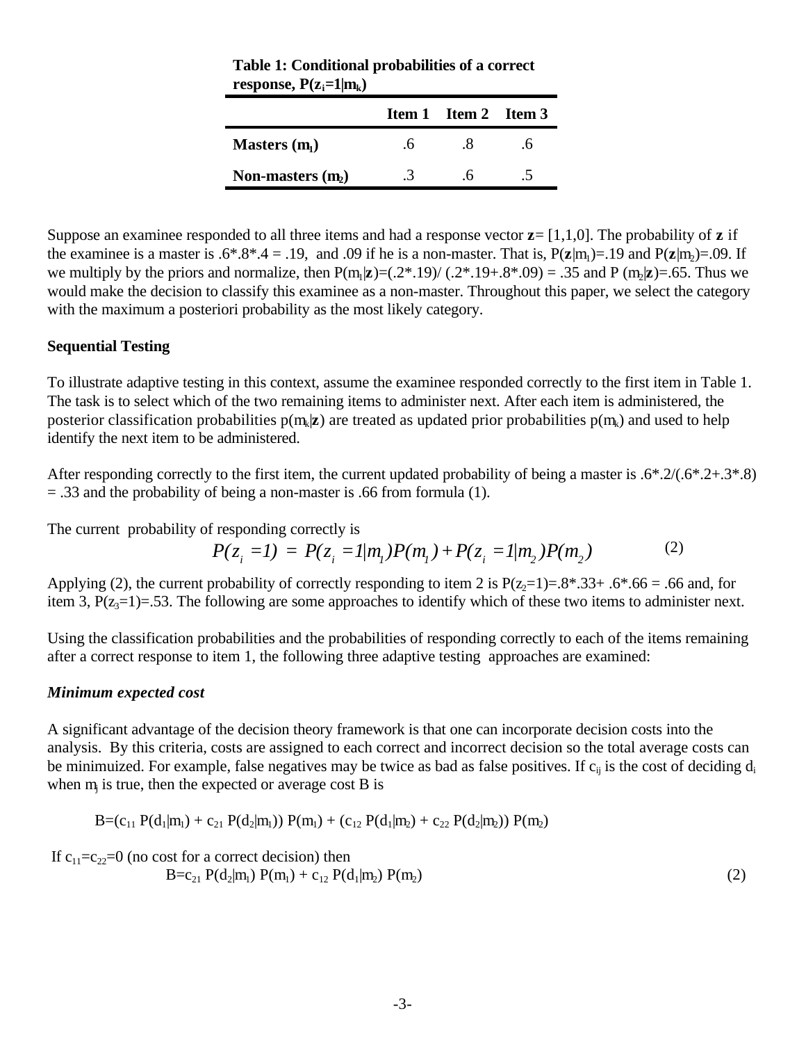**Table 1: Conditional probabilities of a correct response, $P(z_i=1|m_k)$**

| | Item 1 | Item 2 | Item 3 |
|---|---|---|---|
| **Masters ($m_1$)** | .6 | .8 | .6 |
| **Non-masters ($m_2$)** | .3 | .6 | .5 |

Suppose an examinee responded to all three items and had a response vector **z**= [1,1,0]. The probability of **z** if the examinee is a master is .6*.8*.4 = .19, and .09 if he is a non-master. That is, $P(\mathbf{z}|m_1)$=.19 and $P(\mathbf{z}|m_2)$=.09. If we multiply by the priors and normalize, then $P(m_1|\mathbf{z})$=(.2*.19)/ (.2*.19+.8*.09) = .35 and $P(m_2|\mathbf{z})$=.65. Thus we would make the decision to classify this examinee as a non-master. Throughout this paper, we select the category with the maximum a posteriori probability as the most likely category.

**Sequential Testing**

To illustrate adaptive testing in this context, assume the examinee responded correctly to the first item in Table 1. The task is to select which of the two remaining items to administer next. After each item is administered, the posterior classification probabilities $p(m_k|\mathbf{z})$ are treated as updated prior probabilities $p(m_k)$ and used to help identify the next item to be administered.

After responding correctly to the first item, the current updated probability of being a master is .6*.2/(.6*.2+.3*.8) = .33 and the probability of being a non-master is .66 from formula (1).

The current probability of responding correctly is

$$P(z_i = 1) = P(z_i = 1|m_1)P(m_1) + P(z_i = 1|m_2)P(m_2) \qquad (2)$$

Applying (2), the current probability of correctly responding to item 2 is $P(z_2=1)$=.8*.33+ .6*.66 = .66 and, for item 3, $P(z_3=1)$=.53. The following are some approaches to identify which of these two items to administer next.

Using the classification probabilities and the probabilities of responding correctly to each of the items remaining after a correct response to item 1, the following three adaptive testing approaches are examined:

***Minimum expected cost***

A significant advantage of the decision theory framework is that one can incorporate decision costs into the analysis. By this criteria, costs are assigned to each correct and incorrect decision so the total average costs can be minimuized. For example, false negatives may be twice as bad as false positives. If $c_{ij}$ is the cost of deciding $d_i$ when $m_j$ is true, then the expected or average cost B is

$$B=(c_{11} P(d_1|m_1) + c_{21} P(d_2|m_1)) P(m_1) + (c_{12} P(d_1|m_2) + c_{22} P(d_2|m_2)) P(m_2)$$

If $c_{11}=c_{22}=0$ (no cost for a correct decision) then

$$B=c_{21} P(d_2|m_1) P(m_1) + c_{12} P(d_1|m_2) P(m_2) \qquad (2)$$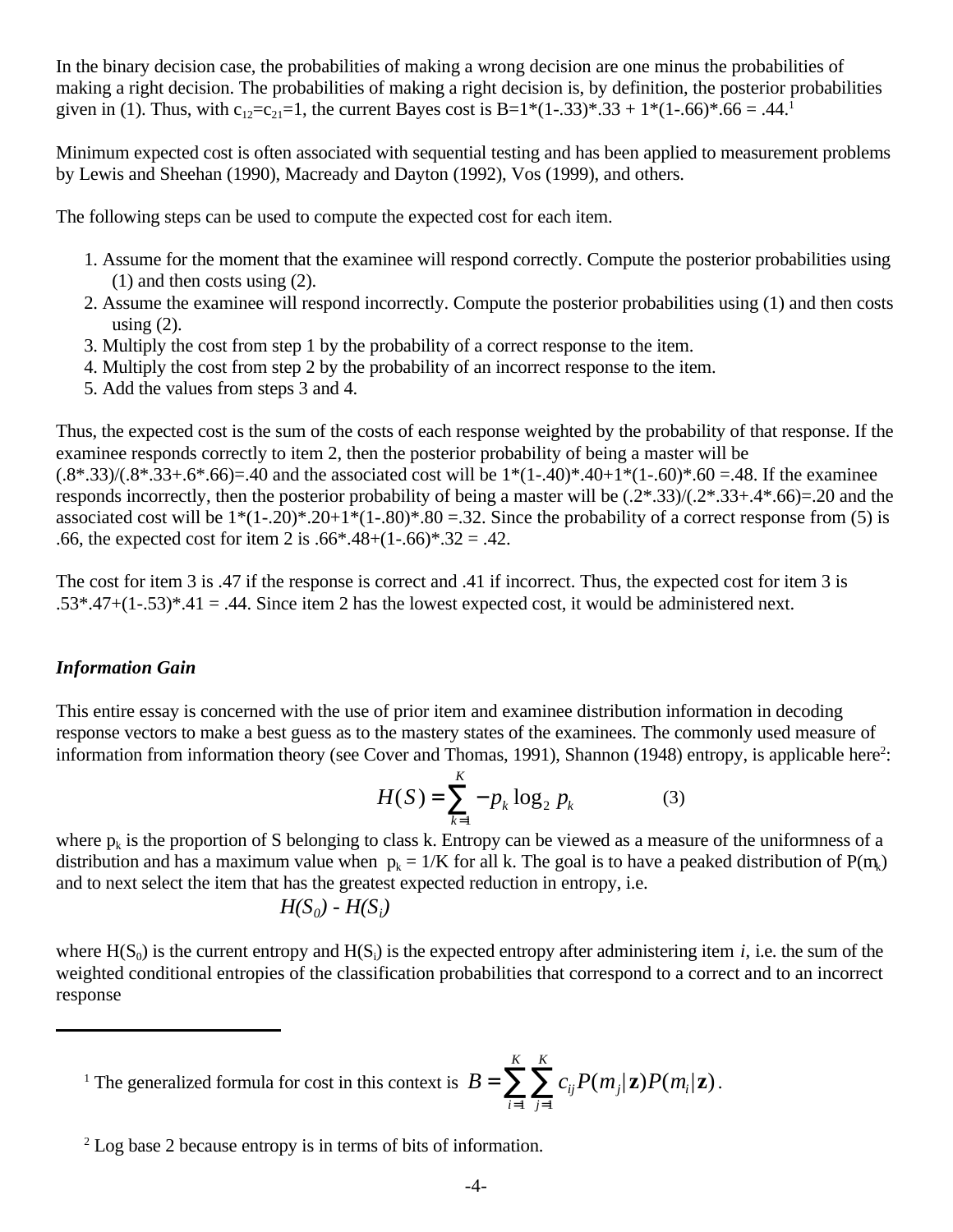In the binary decision case, the probabilities of making a wrong decision are one minus the probabilities of making a right decision. The probabilities of making a right decision is, by definition, the posterior probabilities given in (1). Thus, with $c_{12}=c_{21}=1$, the current Bayes cost is B=1*(1-.33)*.33 + 1*(1-.66)*.66 = .44.[1]

Minimum expected cost is often associated with sequential testing and has been applied to measurement problems by Lewis and Sheehan (1990), Macready and Dayton (1992), Vos (1999), and others.

The following steps can be used to compute the expected cost for each item.

1. Assume for the moment that the examinee will respond correctly. Compute the posterior probabilities using (1) and then costs using (2).
2. Assume the examinee will respond incorrectly. Compute the posterior probabilities using (1) and then costs using (2).
3. Multiply the cost from step 1 by the probability of a correct response to the item.
4. Multiply the cost from step 2 by the probability of an incorrect response to the item.
5. Add the values from steps 3 and 4.

Thus, the expected cost is the sum of the costs of each response weighted by the probability of that response. If the examinee responds correctly to item 2, then the posterior probability of being a master will be (.8*.33)/(.8*.33+.6*.66)=.40 and the associated cost will be 1*(1-.40)*.40+1*(1-.60)*.60 =.48. If the examinee responds incorrectly, then the posterior probability of being a master will be (.2*.33)/(.2*.33+.4*.66)=.20 and the associated cost will be 1*(1-.20)*.20+1*(1-.80)*.80 =.32. Since the probability of a correct response from (5) is .66, the expected cost for item 2 is .66*.48+(1-.66)*.32 = .42.

The cost for item 3 is .47 if the response is correct and .41 if incorrect. Thus, the expected cost for item 3 is .53*.47+(1-.53)*.41 = .44. Since item 2 has the lowest expected cost, it would be administered next.

### *Information Gain*

This entire essay is concerned with the use of prior item and examinee distribution information in decoding response vectors to make a best guess as to the mastery states of the examinees. The commonly used measure of information from information theory (see Cover and Thomas, 1991), Shannon (1948) entropy, is applicable here[2]:

$$H(S) = \sum_{k=1}^{K} -p_k \log_2 p_k \qquad (3)$$

where $p_k$ is the proportion of S belonging to class k. Entropy can be viewed as a measure of the uniformness of a distribution and has a maximum value when $p_k = 1/K$ for all k. The goal is to have a peaked distribution of $P(m_k)$ and to next select the item that has the greatest expected reduction in entropy, i.e.

$$H(S_0) - H(S_i)$$

where $H(S_0)$ is the current entropy and $H(S_i)$ is the expected entropy after administering item $i$, i.e. the sum of the weighted conditional entropies of the classification probabilities that correspond to a correct and to an incorrect response

---

[1] The generalized formula for cost in this context is $B = \sum_{i=1}^{K}\sum_{j=1}^{K} c_{ij} P(m_j|\mathbf{z}) P(m_i|\mathbf{z})$.

[2] Log base 2 because entropy is in terms of bits of information.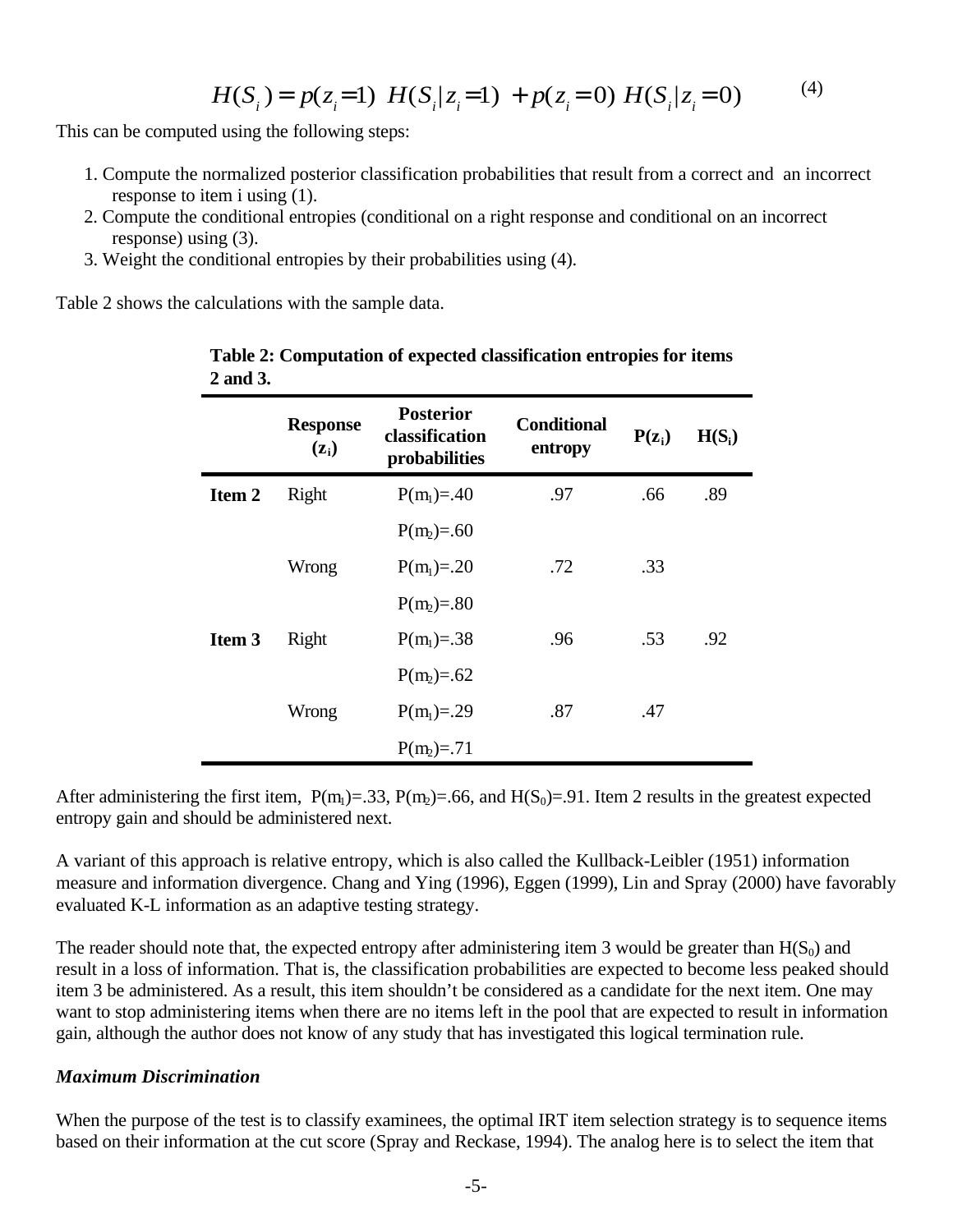$$H(S_i) = p(z_i\!=\!1)\ H(S_i|z_i\!=\!1)\ + p(z_i\!=\!0)\ H(S_i|z_i\!=\!0) \qquad (4)$$

This can be computed using the following steps:

1. Compute the normalized posterior classification probabilities that result from a correct and an incorrect response to item i using (1).
2. Compute the conditional entropies (conditional on a right response and conditional on an incorrect response) using (3).
3. Weight the conditional entropies by their probabilities using (4).

Table 2 shows the calculations with the sample data.

**Table 2: Computation of expected classification entropies for items 2 and 3.**

| | Response ($z_i$) | Posterior classification probabilities | Conditional entropy | $P(z_i)$ | $H(S_i)$ |
|---|---|---|---|---|---|
| **Item 2** | Right | $P(m_1)$=.40 | .97 | .66 | .89 |
| | | $P(m_2)$=.60 | | | |
| | Wrong | $P(m_1)$=.20 | .72 | .33 | |
| | | $P(m_2)$=.80 | | | |
| **Item 3** | Right | $P(m_1)$=.38 | .96 | .53 | .92 |
| | | $P(m_2)$=.62 | | | |
| | Wrong | $P(m_1)$=.29 | .87 | .47 | |
| | | $P(m_2)$=.71 | | | |

After administering the first item, $P(m_1)$=.33, $P(m_2)$=.66, and $H(S_0)$=.91. Item 2 results in the greatest expected entropy gain and should be administered next.

A variant of this approach is relative entropy, which is also called the Kullback-Leibler (1951) information measure and information divergence. Chang and Ying (1996), Eggen (1999), Lin and Spray (2000) have favorably evaluated K-L information as an adaptive testing strategy.

The reader should note that, the expected entropy after administering item 3 would be greater than $H(S_0)$ and result in a loss of information. That is, the classification probabilities are expected to become less peaked should item 3 be administered. As a result, this item shouldn't be considered as a candidate for the next item. One may want to stop administering items when there are no items left in the pool that are expected to result in information gain, although the author does not know of any study that has investigated this logical termination rule.

### *Maximum Discrimination*

When the purpose of the test is to classify examinees, the optimal IRT item selection strategy is to sequence items based on their information at the cut score (Spray and Reckase, 1994). The analog here is to select the item that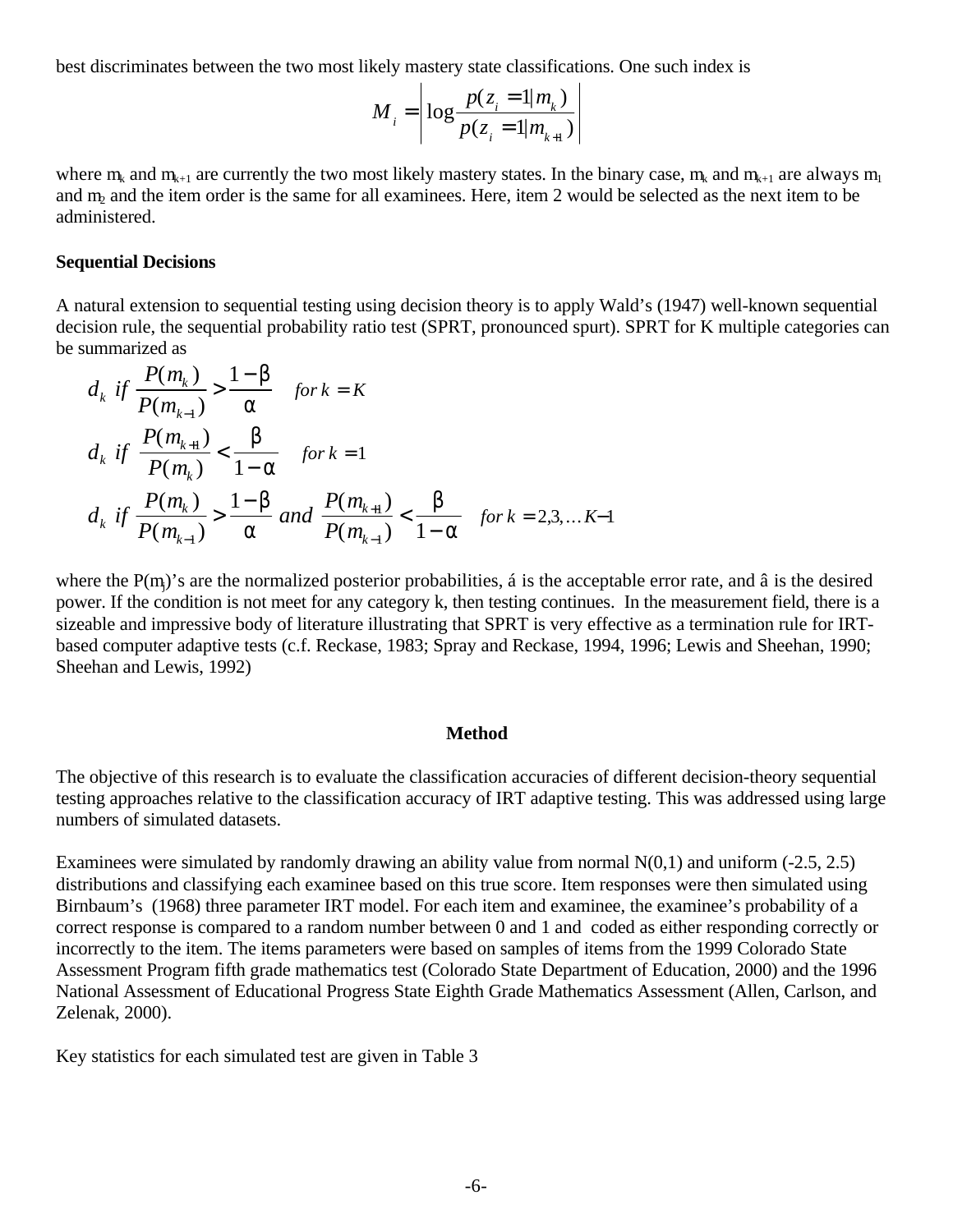best discriminates between the two most likely mastery state classifications. One such index is

$$M_i = \left| \log \frac{p(z_i = 1 | m_k)}{p(z_i = 1 | m_{k+1})} \right|$$

where $m_k$ and $m_{k+1}$ are currently the two most likely mastery states. In the binary case, $m_k$ and $m_{k+1}$ are always $m_1$ and $m_2$ and the item order is the same for all examinees. Here, item 2 would be selected as the next item to be administered.

**Sequential Decisions**

A natural extension to sequential testing using decision theory is to apply Wald's (1947) well-known sequential decision rule, the sequential probability ratio test (SPRT, pronounced spurt). SPRT for K multiple categories can be summarized as

$$d_k \ \text{if} \ \frac{P(m_k)}{P(m_{k-1})} > \frac{1-\beta}{\alpha} \quad \text{for } k = K$$

$$d_k \ \text{if} \ \frac{P(m_{k+1})}{P(m_k)} < \frac{\beta}{1-\alpha} \quad \text{for } k = 1$$

$$d_k \ \text{if} \ \frac{P(m_k)}{P(m_{k-1})} > \frac{1-\beta}{\alpha} \ \text{and} \ \frac{P(m_{k+1})}{P(m_{k-1})} < \frac{\beta}{1-\alpha} \quad \text{for } k = 2,3,\ldots K-1$$

where the $P(m_j)$'s are the normalized posterior probabilities, á is the acceptable error rate, and â is the desired power. If the condition is not meet for any category k, then testing continues. In the measurement field, there is a sizeable and impressive body of literature illustrating that SPRT is very effective as a termination rule for IRT-based computer adaptive tests (c.f. Reckase, 1983; Spray and Reckase, 1994, 1996; Lewis and Sheehan, 1990; Sheehan and Lewis, 1992)

## Method

The objective of this research is to evaluate the classification accuracies of different decision-theory sequential testing approaches relative to the classification accuracy of IRT adaptive testing. This was addressed using large numbers of simulated datasets.

Examinees were simulated by randomly drawing an ability value from normal N(0,1) and uniform (-2.5, 2.5) distributions and classifying each examinee based on this true score. Item responses were then simulated using Birnbaum's (1968) three parameter IRT model. For each item and examinee, the examinee's probability of a correct response is compared to a random number between 0 and 1 and coded as either responding correctly or incorrectly to the item. The items parameters were based on samples of items from the 1999 Colorado State Assessment Program fifth grade mathematics test (Colorado State Department of Education, 2000) and the 1996 National Assessment of Educational Progress State Eighth Grade Mathematics Assessment (Allen, Carlson, and Zelenak, 2000).

Key statistics for each simulated test are given in Table 3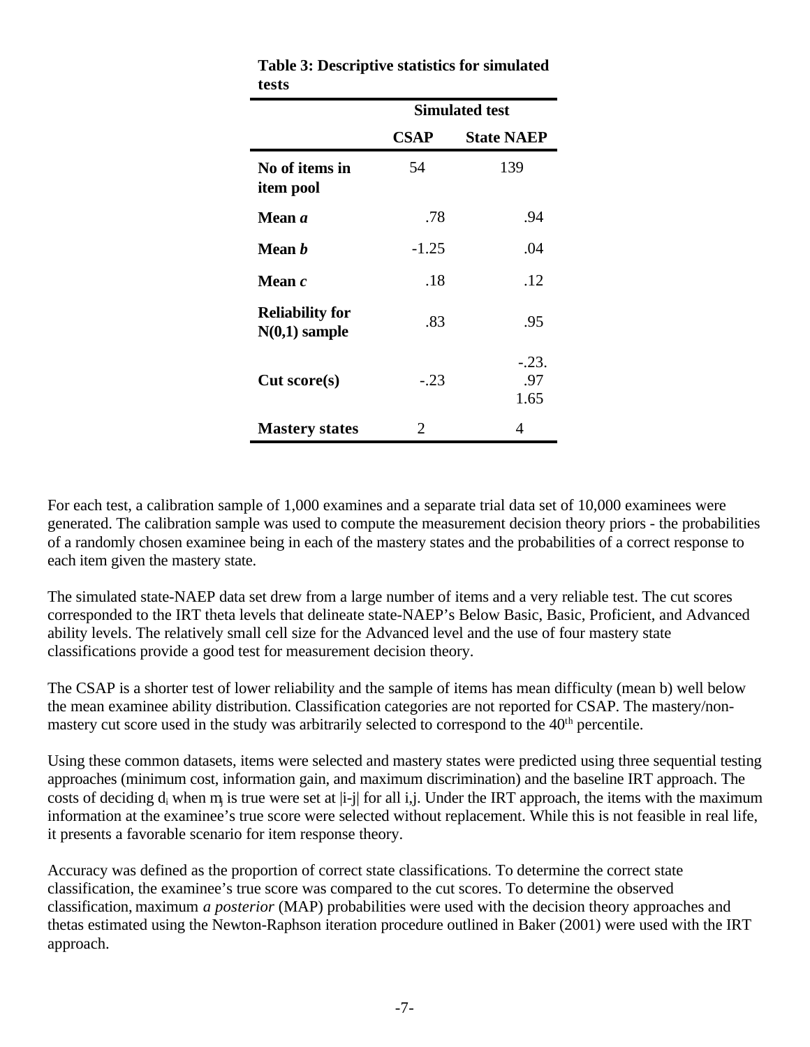**Table 3: Descriptive statistics for simulated tests**

| | Simulated test | |
|---|---|---|
| | **CSAP** | **State NAEP** |
| **No of items in item pool** | 54 | 139 |
| **Mean *a*** | .78 | .94 |
| **Mean *b*** | -1.25 | .04 |
| **Mean *c*** | .18 | .12 |
| **Reliability for N(0,1) sample** | .83 | .95 |
| **Cut score(s)** | -.23 | -.23. .97 1.65 |
| **Mastery states** | 2 | 4 |

For each test, a calibration sample of 1,000 examines and a separate trial data set of 10,000 examinees were generated. The calibration sample was used to compute the measurement decision theory priors - the probabilities of a randomly chosen examinee being in each of the mastery states and the probabilities of a correct response to each item given the mastery state.

The simulated state-NAEP data set drew from a large number of items and a very reliable test. The cut scores corresponded to the IRT theta levels that delineate state-NAEP's Below Basic, Basic, Proficient, and Advanced ability levels. The relatively small cell size for the Advanced level and the use of four mastery state classifications provide a good test for measurement decision theory.

The CSAP is a shorter test of lower reliability and the sample of items has mean difficulty (mean b) well below the mean examinee ability distribution. Classification categories are not reported for CSAP. The mastery/non-mastery cut score used in the study was arbitrarily selected to correspond to the 40th percentile.

Using these common datasets, items were selected and mastery states were predicted using three sequential testing approaches (minimum cost, information gain, and maximum discrimination) and the baseline IRT approach. The costs of deciding $d_i$ when $m_j$ is true were set at $|i-j|$ for all i,j. Under the IRT approach, the items with the maximum information at the examinee's true score were selected without replacement. While this is not feasible in real life, it presents a favorable scenario for item response theory.

Accuracy was defined as the proportion of correct state classifications. To determine the correct state classification, the examinee's true score was compared to the cut scores. To determine the observed classification, maximum *a posterior* (MAP) probabilities were used with the decision theory approaches and thetas estimated using the Newton-Raphson iteration procedure outlined in Baker (2001) were used with the IRT approach.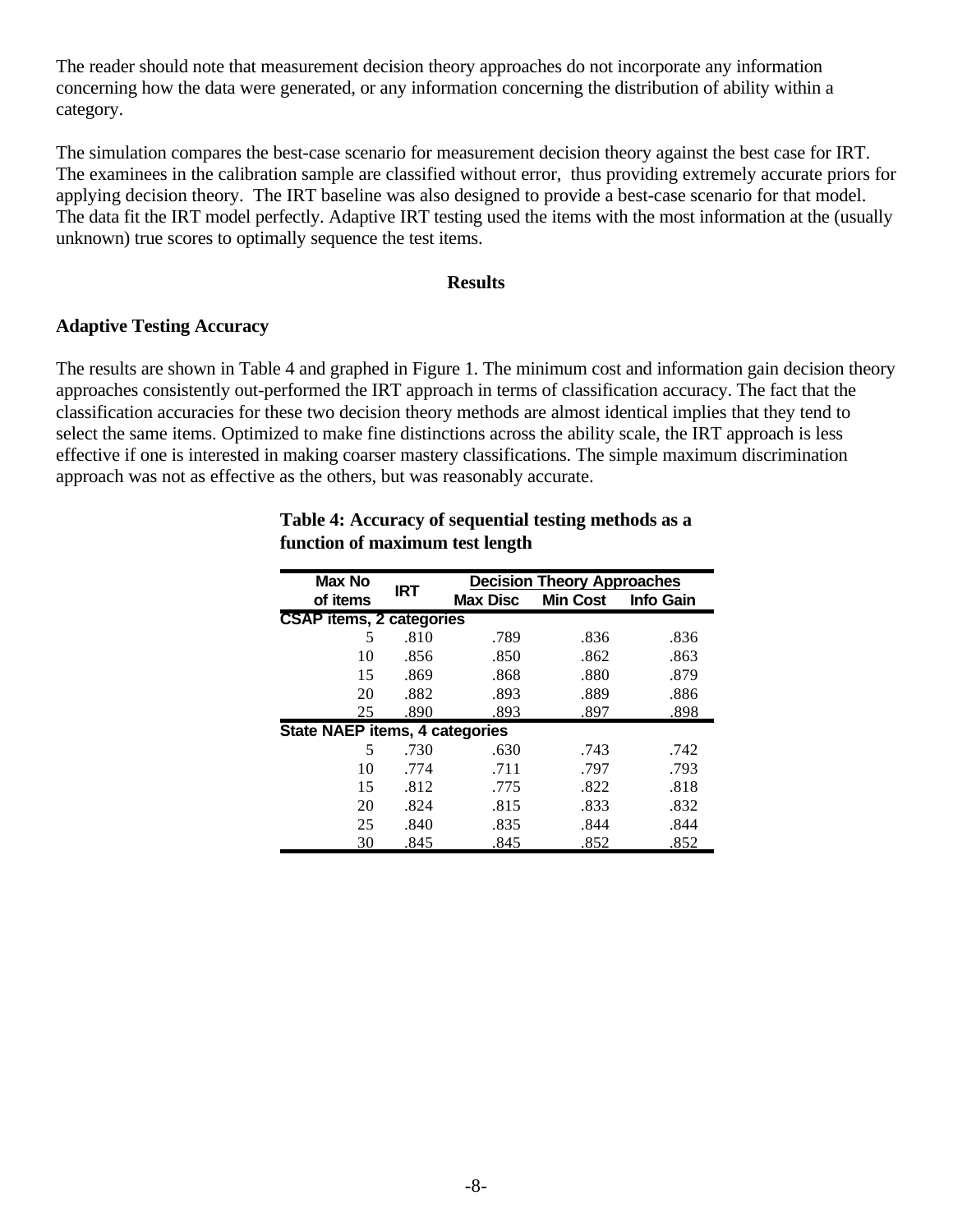The reader should note that measurement decision theory approaches do not incorporate any information concerning how the data were generated, or any information concerning the distribution of ability within a category.

The simulation compares the best-case scenario for measurement decision theory against the best case for IRT. The examinees in the calibration sample are classified without error, thus providing extremely accurate priors for applying decision theory. The IRT baseline was also designed to provide a best-case scenario for that model. The data fit the IRT model perfectly. Adaptive IRT testing used the items with the most information at the (usually unknown) true scores to optimally sequence the test items.

## Results

### Adaptive Testing Accuracy

The results are shown in Table 4 and graphed in Figure 1. The minimum cost and information gain decision theory approaches consistently out-performed the IRT approach in terms of classification accuracy. The fact that the classification accuracies for these two decision theory methods are almost identical implies that they tend to select the same items. Optimized to make fine distinctions across the ability scale, the IRT approach is less effective if one is interested in making coarser mastery classifications. The simple maximum discrimination approach was not as effective as the others, but was reasonably accurate.

**Table 4: Accuracy of sequential testing methods as a function of maximum test length**

| Max No of items | IRT | Decision Theory Approaches | | |
|---|---|---|---|---|
| | | Max Disc | Min Cost | Info Gain |
| **CSAP items, 2 categories** | | | | |
| 5 | .810 | .789 | .836 | .836 |
| 10 | .856 | .850 | .862 | .863 |
| 15 | .869 | .868 | .880 | .879 |
| 20 | .882 | .893 | .889 | .886 |
| 25 | .890 | .893 | .897 | .898 |
| **State NAEP items, 4 categories** | | | | |
| 5 | .730 | .630 | .743 | .742 |
| 10 | .774 | .711 | .797 | .793 |
| 15 | .812 | .775 | .822 | .818 |
| 20 | .824 | .815 | .833 | .832 |
| 25 | .840 | .835 | .844 | .844 |
| 30 | .845 | .845 | .852 | .852 |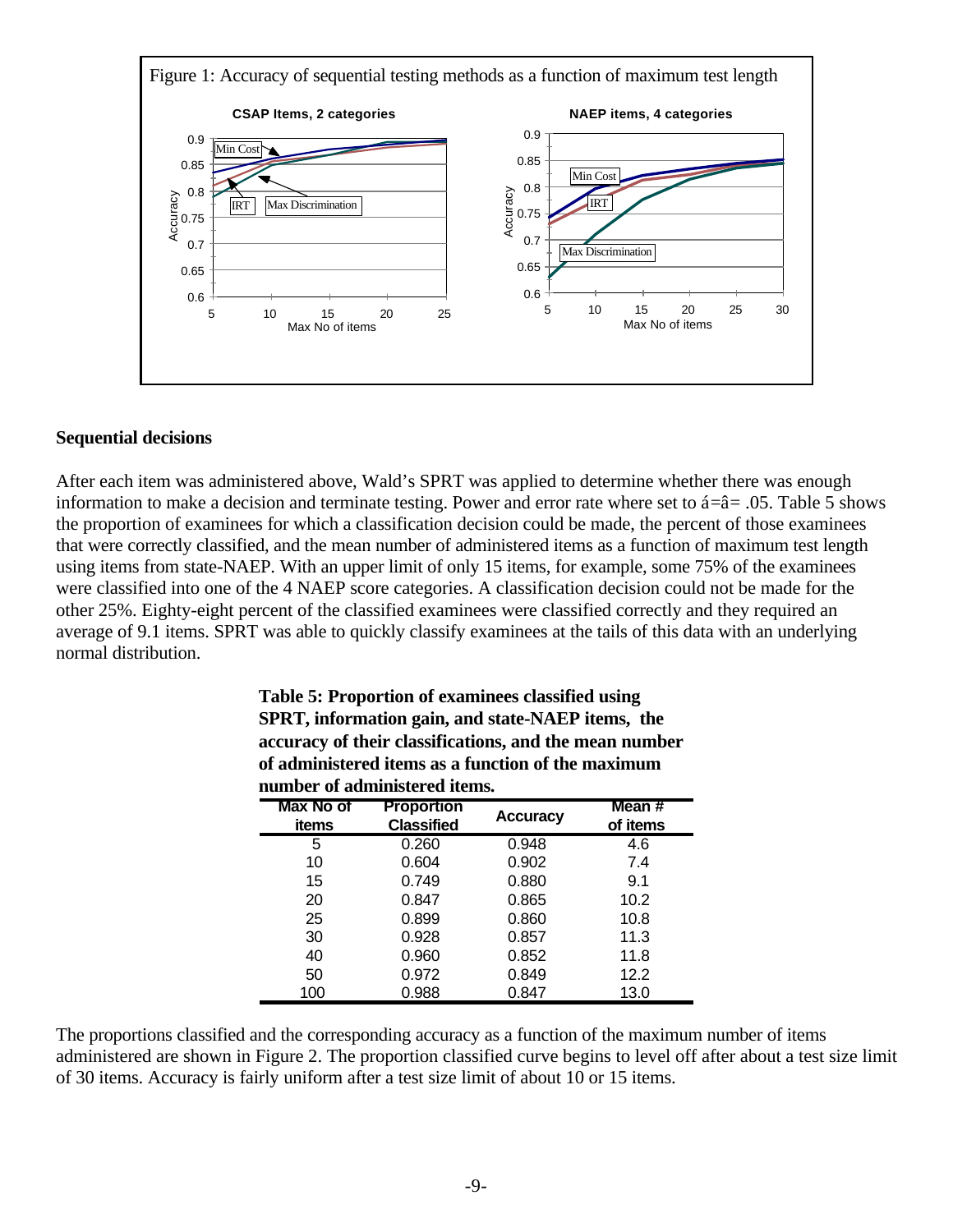Figure 1: Accuracy of sequential testing methods as a function of maximum test length

## Sequential decisions

After each item was administered above, Wald's SPRT was applied to determine whether there was enough information to make a decision and terminate testing. Power and error rate where set to á=â= .05. Table 5 shows the proportion of examinees for which a classification decision could be made, the percent of those examinees that were correctly classified, and the mean number of administered items as a function of maximum test length using items from state-NAEP. With an upper limit of only 15 items, for example, some 75% of the examinees were classified into one of the 4 NAEP score categories. A classification decision could not be made for the other 25%. Eighty-eight percent of the classified examinees were classified correctly and they required an average of 9.1 items. SPRT was able to quickly classify examinees at the tails of this data with an underlying normal distribution.

**Table 5: Proportion of examinees classified using SPRT, information gain, and state-NAEP items, the accuracy of their classifications, and the mean number of administered items as a function of the maximum number of administered items.**

| Max No of items | Proportion Classified | Accuracy | Mean # of items |
|---|---|---|---|
| 5 | 0.260 | 0.948 | 4.6 |
| 10 | 0.604 | 0.902 | 7.4 |
| 15 | 0.749 | 0.880 | 9.1 |
| 20 | 0.847 | 0.865 | 10.2 |
| 25 | 0.899 | 0.860 | 10.8 |
| 30 | 0.928 | 0.857 | 11.3 |
| 40 | 0.960 | 0.852 | 11.8 |
| 50 | 0.972 | 0.849 | 12.2 |
| 100 | 0.988 | 0.847 | 13.0 |

The proportions classified and the corresponding accuracy as a function of the maximum number of items administered are shown in Figure 2. The proportion classified curve begins to level off after about a test size limit of 30 items. Accuracy is fairly uniform after a test size limit of about 10 or 15 items.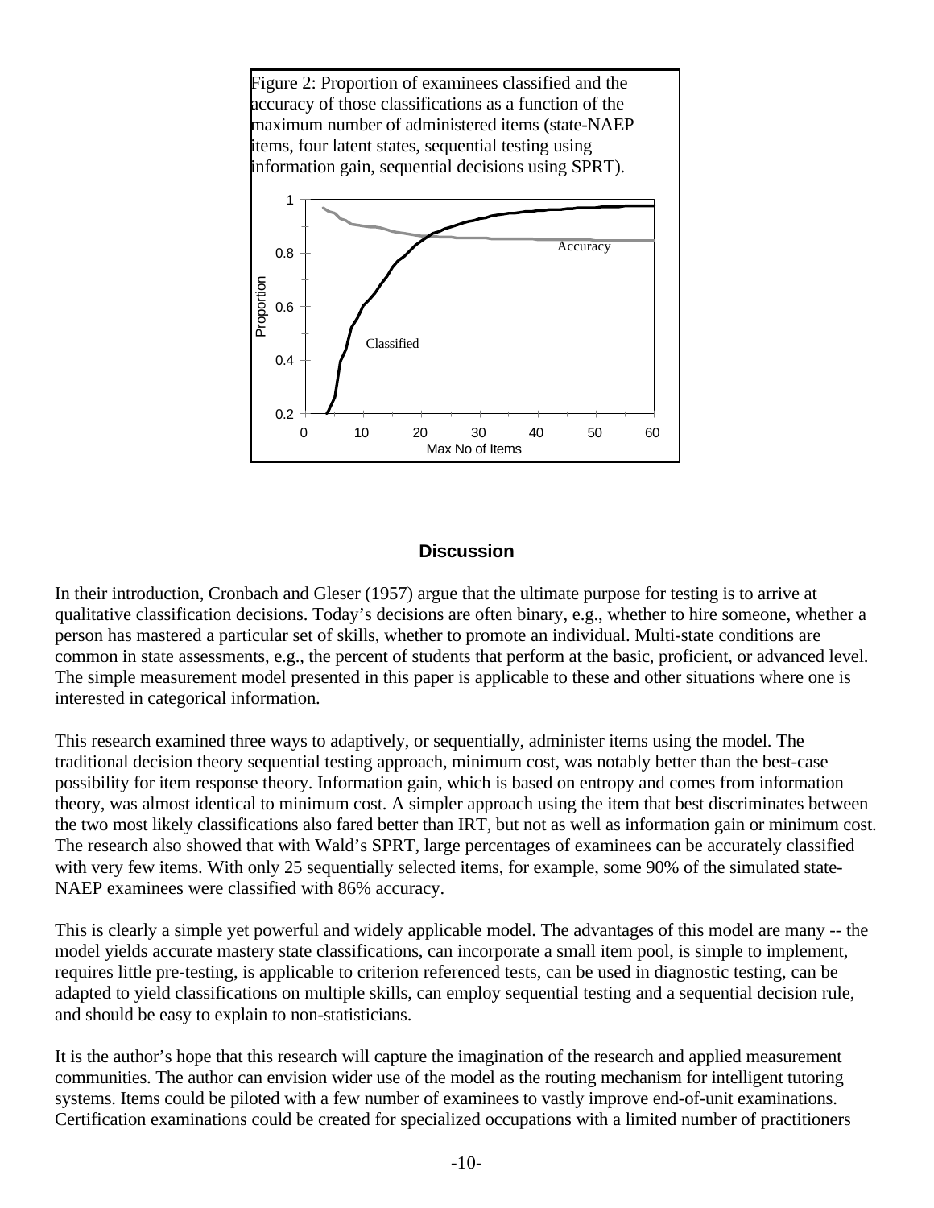Figure 2: Proportion of examinees classified and the accuracy of those classifications as a function of the maximum number of administered items (state-NAEP items, four latent states, sequential testing using information gain, sequential decisions using SPRT).

## Discussion

In their introduction, Cronbach and Gleser (1957) argue that the ultimate purpose for testing is to arrive at qualitative classification decisions. Today's decisions are often binary, e.g., whether to hire someone, whether a person has mastered a particular set of skills, whether to promote an individual. Multi-state conditions are common in state assessments, e.g., the percent of students that perform at the basic, proficient, or advanced level. The simple measurement model presented in this paper is applicable to these and other situations where one is interested in categorical information.

This research examined three ways to adaptively, or sequentially, administer items using the model. The traditional decision theory sequential testing approach, minimum cost, was notably better than the best-case possibility for item response theory. Information gain, which is based on entropy and comes from information theory, was almost identical to minimum cost. A simpler approach using the item that best discriminates between the two most likely classifications also fared better than IRT, but not as well as information gain or minimum cost. The research also showed that with Wald's SPRT, large percentages of examinees can be accurately classified with very few items. With only 25 sequentially selected items, for example, some 90% of the simulated state-NAEP examinees were classified with 86% accuracy.

This is clearly a simple yet powerful and widely applicable model. The advantages of this model are many -- the model yields accurate mastery state classifications, can incorporate a small item pool, is simple to implement, requires little pre-testing, is applicable to criterion referenced tests, can be used in diagnostic testing, can be adapted to yield classifications on multiple skills, can employ sequential testing and a sequential decision rule, and should be easy to explain to non-statisticians.

It is the author's hope that this research will capture the imagination of the research and applied measurement communities. The author can envision wider use of the model as the routing mechanism for intelligent tutoring systems. Items could be piloted with a few number of examinees to vastly improve end-of-unit examinations. Certification examinations could be created for specialized occupations with a limited number of practitioners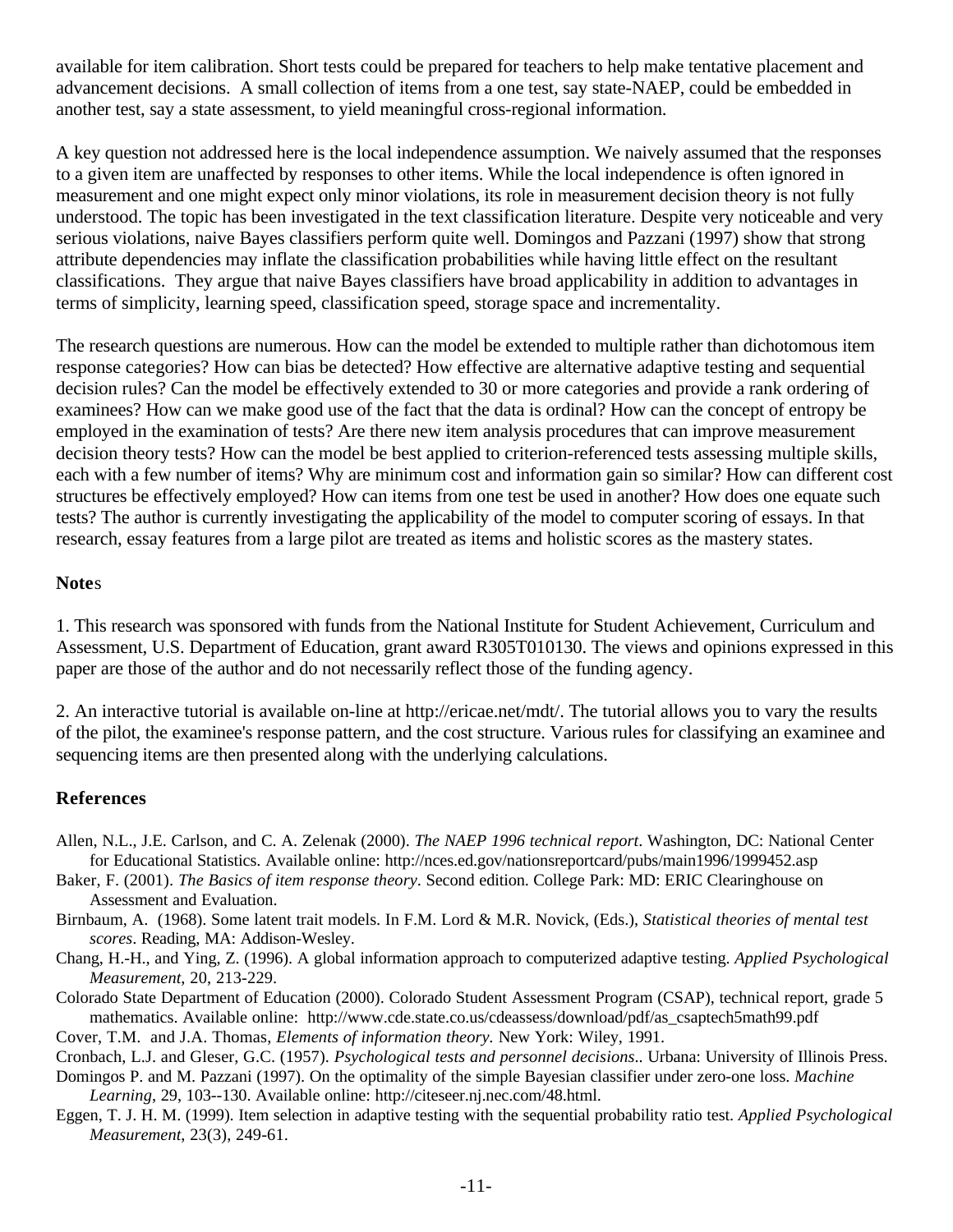available for item calibration. Short tests could be prepared for teachers to help make tentative placement and advancement decisions. A small collection of items from a one test, say state-NAEP, could be embedded in another test, say a state assessment, to yield meaningful cross-regional information.

A key question not addressed here is the local independence assumption. We naively assumed that the responses to a given item are unaffected by responses to other items. While the local independence is often ignored in measurement and one might expect only minor violations, its role in measurement decision theory is not fully understood. The topic has been investigated in the text classification literature. Despite very noticeable and very serious violations, naive Bayes classifiers perform quite well. Domingos and Pazzani (1997) show that strong attribute dependencies may inflate the classification probabilities while having little effect on the resultant classifications. They argue that naive Bayes classifiers have broad applicability in addition to advantages in terms of simplicity, learning speed, classification speed, storage space and incrementality.

The research questions are numerous. How can the model be extended to multiple rather than dichotomous item response categories? How can bias be detected? How effective are alternative adaptive testing and sequential decision rules? Can the model be effectively extended to 30 or more categories and provide a rank ordering of examinees? How can we make good use of the fact that the data is ordinal? How can the concept of entropy be employed in the examination of tests? Are there new item analysis procedures that can improve measurement decision theory tests? How can the model be best applied to criterion-referenced tests assessing multiple skills, each with a few number of items? Why are minimum cost and information gain so similar? How can different cost structures be effectively employed? How can items from one test be used in another? How does one equate such tests? The author is currently investigating the applicability of the model to computer scoring of essays. In that research, essay features from a large pilot are treated as items and holistic scores as the mastery states.

**Notes**

1. This research was sponsored with funds from the National Institute for Student Achievement, Curriculum and Assessment, U.S. Department of Education, grant award R305T010130. The views and opinions expressed in this paper are those of the author and do not necessarily reflect those of the funding agency.

2. An interactive tutorial is available on-line at http://ericae.net/mdt/. The tutorial allows you to vary the results of the pilot, the examinee's response pattern, and the cost structure. Various rules for classifying an examinee and sequencing items are then presented along with the underlying calculations.

## References

Allen, N.L., J.E. Carlson, and C. A. Zelenak (2000). *The NAEP 1996 technical report*. Washington, DC: National Center for Educational Statistics. Available online: http://nces.ed.gov/nationsreportcard/pubs/main1996/1999452.asp

Baker, F. (2001). *The Basics of item response theory*. Second edition. College Park: MD: ERIC Clearinghouse on Assessment and Evaluation.

Birnbaum, A. (1968). Some latent trait models. In F.M. Lord & M.R. Novick, (Eds.), *Statistical theories of mental test scores*. Reading, MA: Addison-Wesley.

Chang, H.-H., and Ying, Z. (1996). A global information approach to computerized adaptive testing. *Applied Psychological Measurement*, 20, 213-229.

Colorado State Department of Education (2000). Colorado Student Assessment Program (CSAP), technical report, grade 5 mathematics. Available online: http://www.cde.state.co.us/cdeassess/download/pdf/as_csaptech5math99.pdf

Cover, T.M. and J.A. Thomas, *Elements of information theory*. New York: Wiley, 1991.

Cronbach, L.J. and Gleser, G.C. (1957). *Psychological tests and personnel decisions*.. Urbana: University of Illinois Press.

Domingos P. and M. Pazzani (1997). On the optimality of the simple Bayesian classifier under zero-one loss. *Machine Learning*, 29, 103--130. Available online: http://citeseer.nj.nec.com/48.html.

Eggen, T. J. H. M. (1999). Item selection in adaptive testing with the sequential probability ratio test. *Applied Psychological Measurement*, 23(3), 249-61.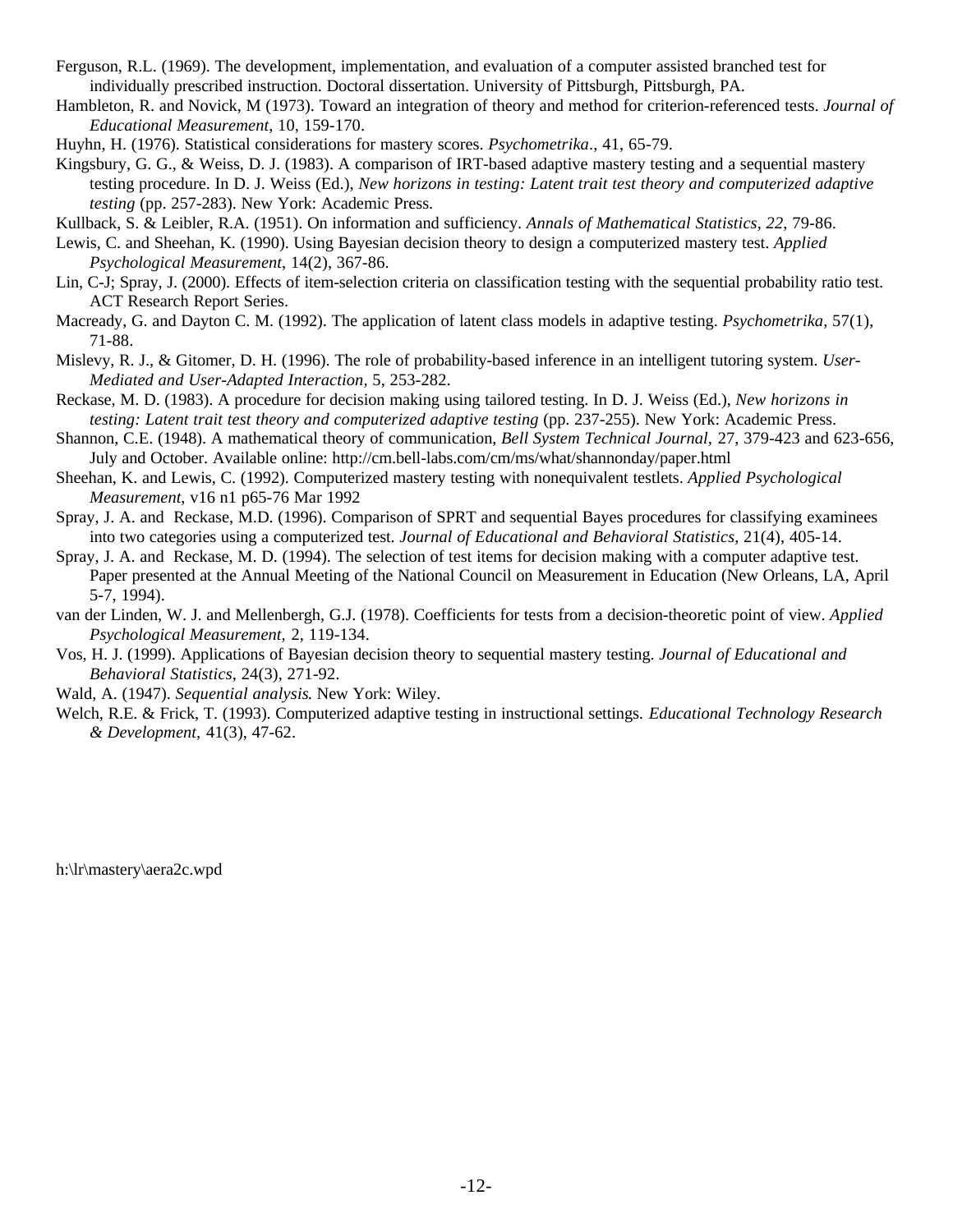Ferguson, R.L. (1969). The development, implementation, and evaluation of a computer assisted branched test for individually prescribed instruction. Doctoral dissertation. University of Pittsburgh, Pittsburgh, PA.

Hambleton, R. and Novick, M (1973). Toward an integration of theory and method for criterion-referenced tests. *Journal of Educational Measurement*, 10, 159-170.

Huyhn, H. (1976). Statistical considerations for mastery scores. *Psychometrika*., 41, 65-79.

Kingsbury, G. G., & Weiss, D. J. (1983). A comparison of IRT-based adaptive mastery testing and a sequential mastery testing procedure. In D. J. Weiss (Ed.), *New horizons in testing: Latent trait test theory and computerized adaptive testing* (pp. 257-283). New York: Academic Press.

Kullback, S. & Leibler, R.A. (1951). On information and sufficiency. *Annals of Mathematical Statistics, 22*, 79-86.

Lewis, C. and Sheehan, K. (1990). Using Bayesian decision theory to design a computerized mastery test. *Applied Psychological Measurement*, 14(2), 367-86.

Lin, C-J; Spray, J. (2000). Effects of item-selection criteria on classification testing with the sequential probability ratio test. ACT Research Report Series.

Macready, G. and Dayton C. M. (1992). The application of latent class models in adaptive testing. *Psychometrika*, 57(1), 71-88.

Mislevy, R. J., & Gitomer, D. H. (1996). The role of probability-based inference in an intelligent tutoring system. *User-Mediated and User-Adapted Interaction,* 5, 253-282.

Reckase, M. D. (1983). A procedure for decision making using tailored testing. In D. J. Weiss (Ed.), *New horizons in testing: Latent trait test theory and computerized adaptive testing* (pp. 237-255). New York: Academic Press.

Shannon, C.E. (1948). A mathematical theory of communication, *Bell System Technical Journal*, 27, 379-423 and 623-656, July and October. Available online: http://cm.bell-labs.com/cm/ms/what/shannonday/paper.html

Sheehan, K. and Lewis, C. (1992). Computerized mastery testing with nonequivalent testlets. *Applied Psychological Measurement*, v16 n1 p65-76 Mar 1992

Spray, J. A. and Reckase, M.D. (1996). Comparison of SPRT and sequential Bayes procedures for classifying examinees into two categories using a computerized test. *Journal of Educational and Behavioral Statistics*, 21(4), 405-14.

Spray, J. A. and Reckase, M. D. (1994). The selection of test items for decision making with a computer adaptive test. Paper presented at the Annual Meeting of the National Council on Measurement in Education (New Orleans, LA, April 5-7, 1994).

van der Linden, W. J. and Mellenbergh, G.J. (1978). Coefficients for tests from a decision-theoretic point of view. *Applied Psychological Measurement,* 2, 119-134.

Vos, H. J. (1999). Applications of Bayesian decision theory to sequential mastery testing. *Journal of Educational and Behavioral Statistics*, 24(3), 271-92.

Wald, A. (1947). *Sequential analysis*. New York: Wiley.

Welch, R.E. & Frick, T. (1993). Computerized adaptive testing in instructional settings. *Educational Technology Research & Development,* 41(3), 47-62.

h:\lr\mastery\aera2c.wpd